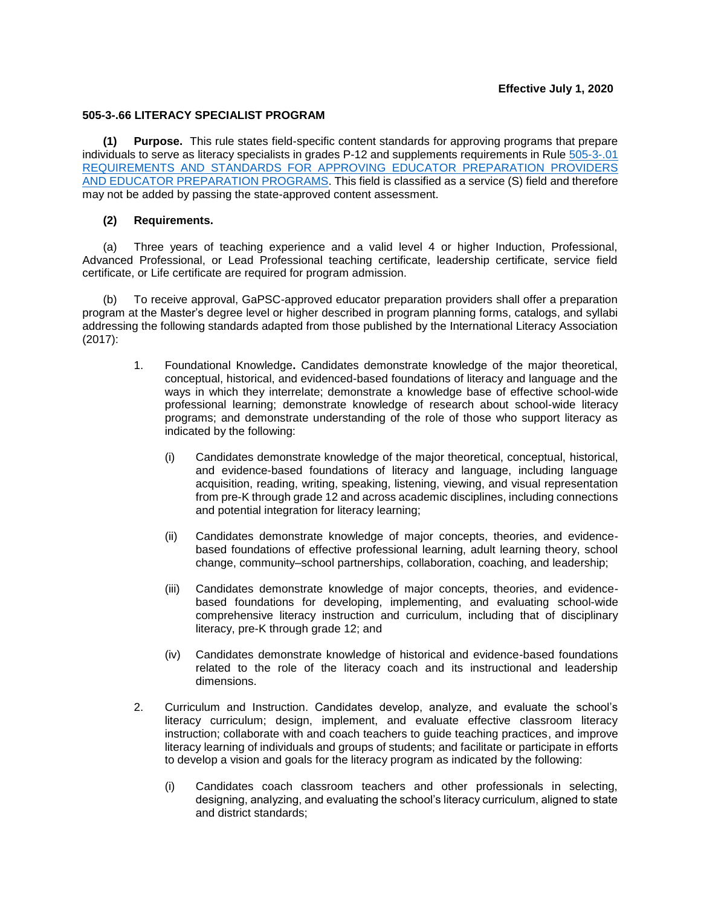**Effective July 1, 2020**

**505-3-.66 LITERACY SPECIALIST PROGRAM**

**(1) Purpose.** This rule states field-specific content standards for approving programs that prepare individuals to serve as literacy specialists in grades P-12 and supplements requirements in Rule 505-3-.01 REQUIREMENTS AND STANDARDS FOR APPROVING EDUCATOR PREPARATION PROVIDERS AND EDUCATOR PREPARATION PROGRAMS. This field is classified as a service (S) field and therefore may not be added by passing the state-approved content assessment.

**(2) Requirements.**

(a) Three years of teaching experience and a valid level 4 or higher Induction, Professional, Advanced Professional, or Lead Professional teaching certificate, leadership certificate, service field certificate, or Life certificate are required for program admission.

(b) To receive approval, GaPSC-approved educator preparation providers shall offer a preparation program at the Master's degree level or higher described in program planning forms, catalogs, and syllabi addressing the following standards adapted from those published by the International Literacy Association (2017):

1. Foundational Knowledge**.** Candidates demonstrate knowledge of the major theoretical, conceptual, historical, and evidenced-based foundations of literacy and language and the ways in which they interrelate; demonstrate a knowledge base of effective school-wide professional learning; demonstrate knowledge of research about school-wide literacy programs; and demonstrate understanding of the role of those who support literacy as indicated by the following:

   (i) Candidates demonstrate knowledge of the major theoretical, conceptual, historical, and evidence-based foundations of literacy and language, including language acquisition, reading, writing, speaking, listening, viewing, and visual representation from pre-K through grade 12 and across academic disciplines, including connections and potential integration for literacy learning;

   (ii) Candidates demonstrate knowledge of major concepts, theories, and evidence-based foundations of effective professional learning, adult learning theory, school change, community–school partnerships, collaboration, coaching, and leadership;

   (iii) Candidates demonstrate knowledge of major concepts, theories, and evidence-based foundations for developing, implementing, and evaluating school-wide comprehensive literacy instruction and curriculum, including that of disciplinary literacy, pre-K through grade 12; and

   (iv) Candidates demonstrate knowledge of historical and evidence-based foundations related to the role of the literacy coach and its instructional and leadership dimensions.

2. Curriculum and Instruction. Candidates develop, analyze, and evaluate the school's literacy curriculum; design, implement, and evaluate effective classroom literacy instruction; collaborate with and coach teachers to guide teaching practices, and improve literacy learning of individuals and groups of students; and facilitate or participate in efforts to develop a vision and goals for the literacy program as indicated by the following:

   (i) Candidates coach classroom teachers and other professionals in selecting, designing, analyzing, and evaluating the school's literacy curriculum, aligned to state and district standards;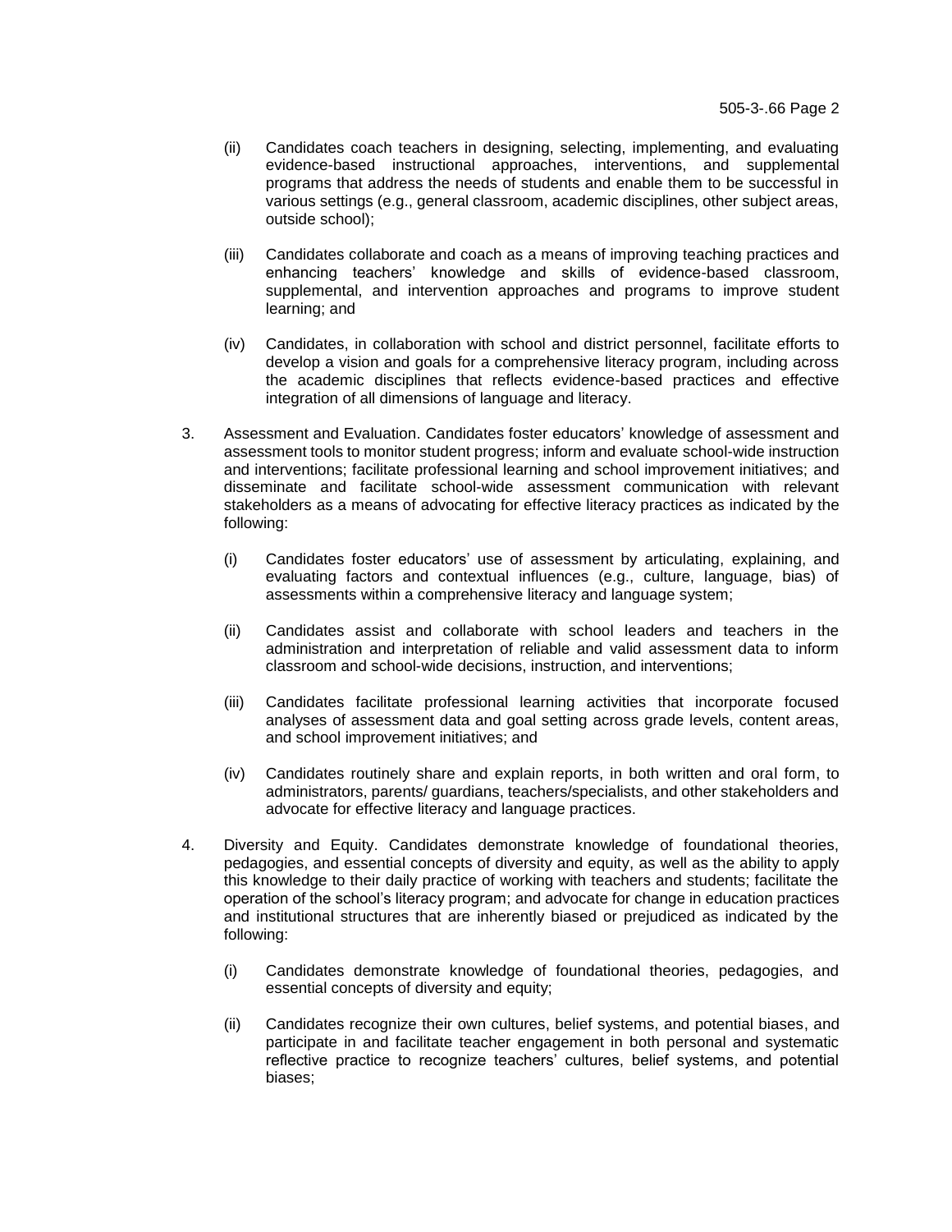(ii) Candidates coach teachers in designing, selecting, implementing, and evaluating evidence-based instructional approaches, interventions, and supplemental programs that address the needs of students and enable them to be successful in various settings (e.g., general classroom, academic disciplines, other subject areas, outside school);

(iii) Candidates collaborate and coach as a means of improving teaching practices and enhancing teachers' knowledge and skills of evidence-based classroom, supplemental, and intervention approaches and programs to improve student learning; and

(iv) Candidates, in collaboration with school and district personnel, facilitate efforts to develop a vision and goals for a comprehensive literacy program, including across the academic disciplines that reflects evidence-based practices and effective integration of all dimensions of language and literacy.

3. Assessment and Evaluation. Candidates foster educators' knowledge of assessment and assessment tools to monitor student progress; inform and evaluate school-wide instruction and interventions; facilitate professional learning and school improvement initiatives; and disseminate and facilitate school-wide assessment communication with relevant stakeholders as a means of advocating for effective literacy practices as indicated by the following:

   (i) Candidates foster educators' use of assessment by articulating, explaining, and evaluating factors and contextual influences (e.g., culture, language, bias) of assessments within a comprehensive literacy and language system;

   (ii) Candidates assist and collaborate with school leaders and teachers in the administration and interpretation of reliable and valid assessment data to inform classroom and school-wide decisions, instruction, and interventions;

   (iii) Candidates facilitate professional learning activities that incorporate focused analyses of assessment data and goal setting across grade levels, content areas, and school improvement initiatives; and

   (iv) Candidates routinely share and explain reports, in both written and oral form, to administrators, parents/ guardians, teachers/specialists, and other stakeholders and advocate for effective literacy and language practices.

4. Diversity and Equity. Candidates demonstrate knowledge of foundational theories, pedagogies, and essential concepts of diversity and equity, as well as the ability to apply this knowledge to their daily practice of working with teachers and students; facilitate the operation of the school's literacy program; and advocate for change in education practices and institutional structures that are inherently biased or prejudiced as indicated by the following:

   (i) Candidates demonstrate knowledge of foundational theories, pedagogies, and essential concepts of diversity and equity;

   (ii) Candidates recognize their own cultures, belief systems, and potential biases, and participate in and facilitate teacher engagement in both personal and systematic reflective practice to recognize teachers' cultures, belief systems, and potential biases;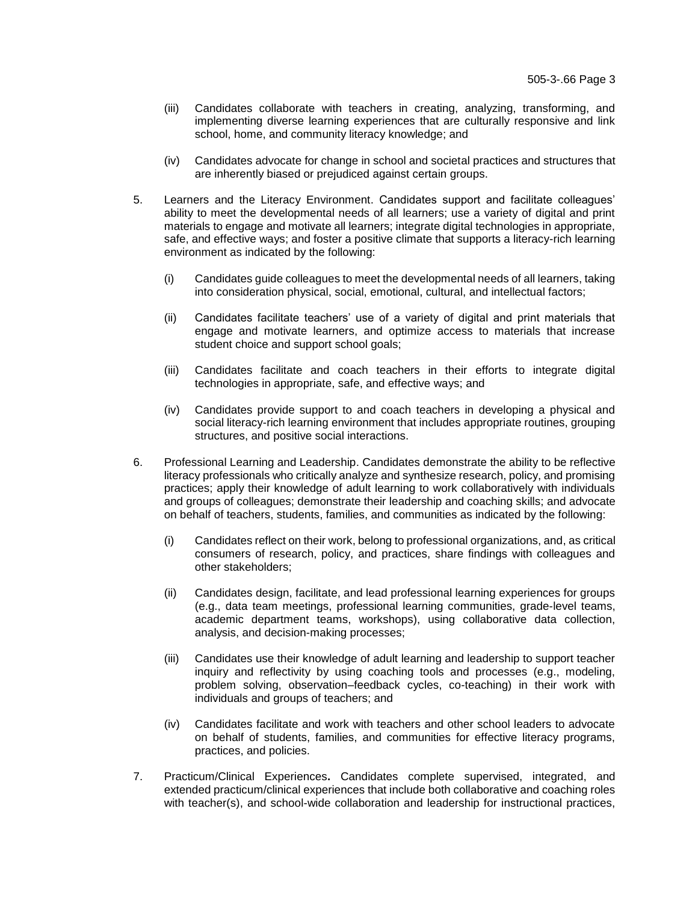(iii) Candidates collaborate with teachers in creating, analyzing, transforming, and implementing diverse learning experiences that are culturally responsive and link school, home, and community literacy knowledge; and

(iv) Candidates advocate for change in school and societal practices and structures that are inherently biased or prejudiced against certain groups.

5. Learners and the Literacy Environment. Candidates support and facilitate colleagues' ability to meet the developmental needs of all learners; use a variety of digital and print materials to engage and motivate all learners; integrate digital technologies in appropriate, safe, and effective ways; and foster a positive climate that supports a literacy-rich learning environment as indicated by the following:

   (i) Candidates guide colleagues to meet the developmental needs of all learners, taking into consideration physical, social, emotional, cultural, and intellectual factors;

   (ii) Candidates facilitate teachers' use of a variety of digital and print materials that engage and motivate learners, and optimize access to materials that increase student choice and support school goals;

   (iii) Candidates facilitate and coach teachers in their efforts to integrate digital technologies in appropriate, safe, and effective ways; and

   (iv) Candidates provide support to and coach teachers in developing a physical and social literacy-rich learning environment that includes appropriate routines, grouping structures, and positive social interactions.

6. Professional Learning and Leadership. Candidates demonstrate the ability to be reflective literacy professionals who critically analyze and synthesize research, policy, and promising practices; apply their knowledge of adult learning to work collaboratively with individuals and groups of colleagues; demonstrate their leadership and coaching skills; and advocate on behalf of teachers, students, families, and communities as indicated by the following:

   (i) Candidates reflect on their work, belong to professional organizations, and, as critical consumers of research, policy, and practices, share findings with colleagues and other stakeholders;

   (ii) Candidates design, facilitate, and lead professional learning experiences for groups (e.g., data team meetings, professional learning communities, grade-level teams, academic department teams, workshops), using collaborative data collection, analysis, and decision-making processes;

   (iii) Candidates use their knowledge of adult learning and leadership to support teacher inquiry and reflectivity by using coaching tools and processes (e.g., modeling, problem solving, observation–feedback cycles, co-teaching) in their work with individuals and groups of teachers; and

   (iv) Candidates facilitate and work with teachers and other school leaders to advocate on behalf of students, families, and communities for effective literacy programs, practices, and policies.

7. Practicum/Clinical Experiences**.** Candidates complete supervised, integrated, and extended practicum/clinical experiences that include both collaborative and coaching roles with teacher(s), and school-wide collaboration and leadership for instructional practices,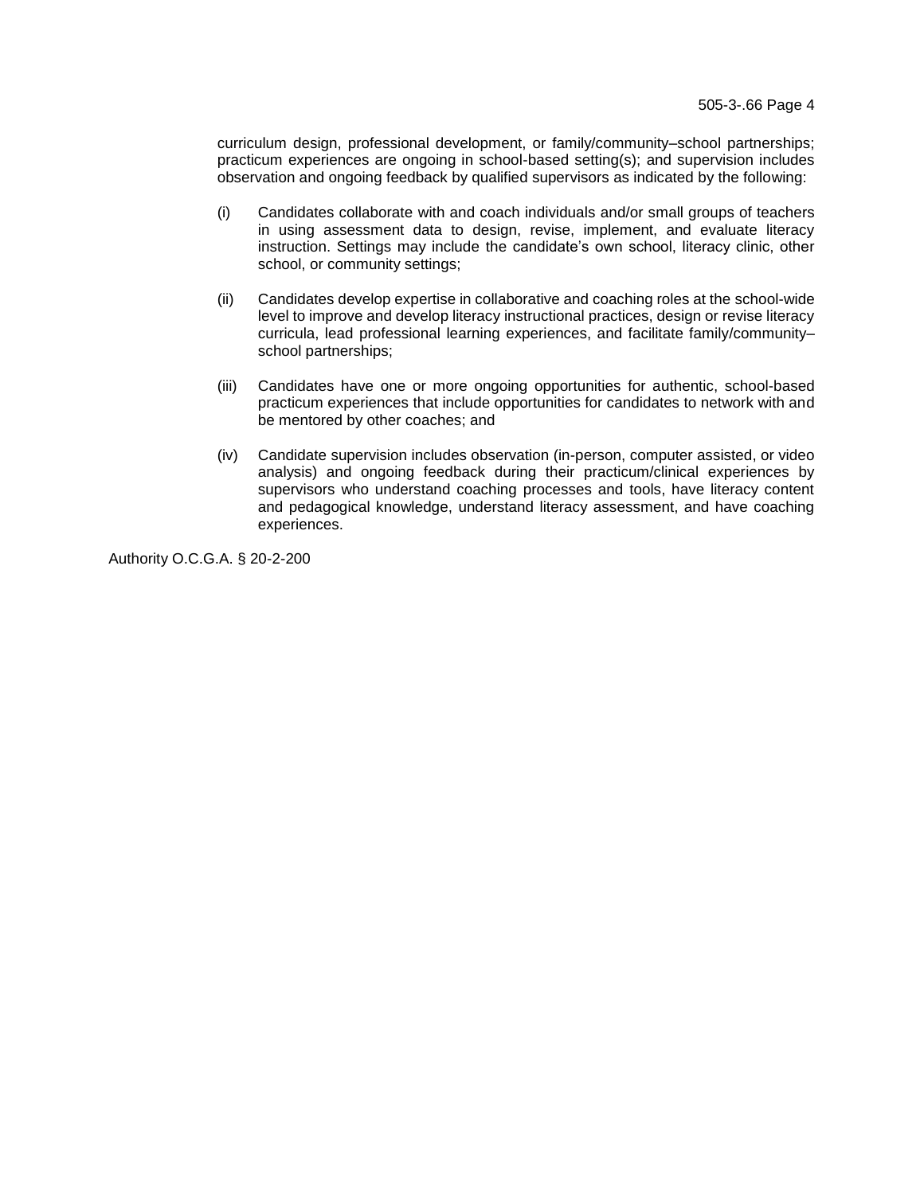curriculum design, professional development, or family/community–school partnerships; practicum experiences are ongoing in school-based setting(s); and supervision includes observation and ongoing feedback by qualified supervisors as indicated by the following:

(i) Candidates collaborate with and coach individuals and/or small groups of teachers in using assessment data to design, revise, implement, and evaluate literacy instruction. Settings may include the candidate's own school, literacy clinic, other school, or community settings;

(ii) Candidates develop expertise in collaborative and coaching roles at the school-wide level to improve and develop literacy instructional practices, design or revise literacy curricula, lead professional learning experiences, and facilitate family/community–school partnerships;

(iii) Candidates have one or more ongoing opportunities for authentic, school-based practicum experiences that include opportunities for candidates to network with and be mentored by other coaches; and

(iv) Candidate supervision includes observation (in-person, computer assisted, or video analysis) and ongoing feedback during their practicum/clinical experiences by supervisors who understand coaching processes and tools, have literacy content and pedagogical knowledge, understand literacy assessment, and have coaching experiences.

Authority O.C.G.A. § 20-2-200